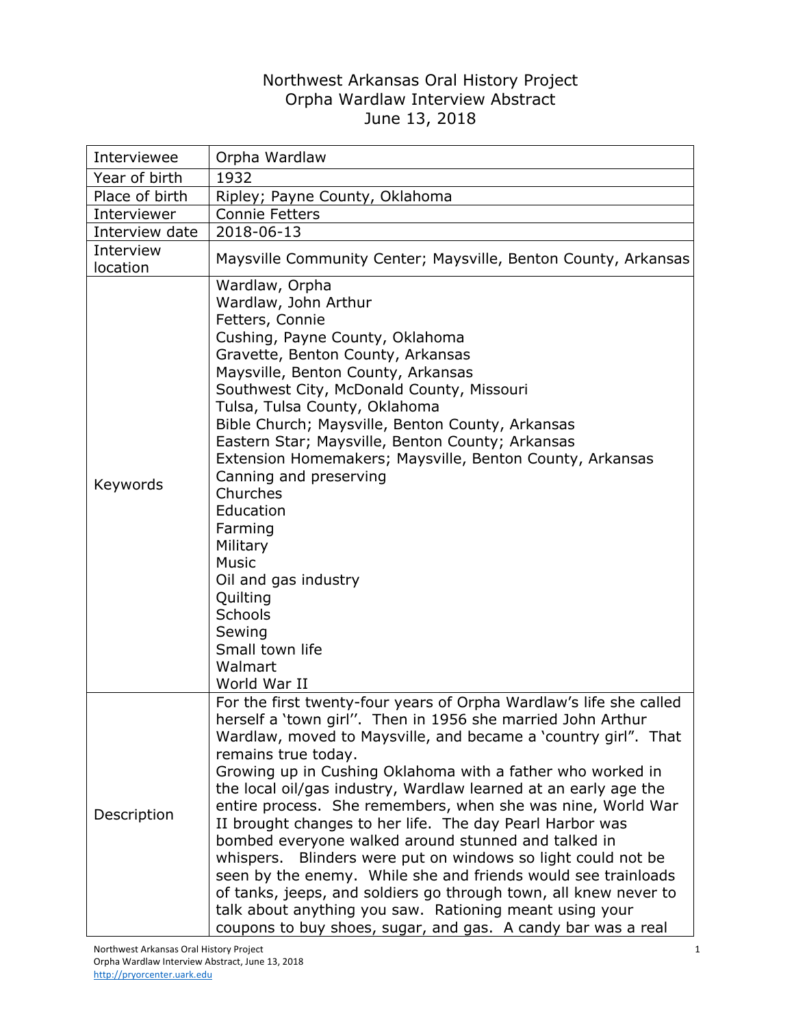# Northwest Arkansas Oral History Project
## Orpha Wardlaw Interview Abstract
### June 13, 2018

| | |
|---|---|
| Interviewee | Orpha Wardlaw |
| Year of birth | 1932 |
| Place of birth | Ripley; Payne County, Oklahoma |
| Interviewer | Connie Fetters |
| Interview date | 2018-06-13 |
| Interview location | Maysville Community Center; Maysville, Benton County, Arkansas |
| Keywords | Wardlaw, Orpha<br>Wardlaw, John Arthur<br>Fetters, Connie<br>Cushing, Payne County, Oklahoma<br>Gravette, Benton County, Arkansas<br>Maysville, Benton County, Arkansas<br>Southwest City, McDonald County, Missouri<br>Tulsa, Tulsa County, Oklahoma<br>Bible Church; Maysville, Benton County, Arkansas<br>Eastern Star; Maysville, Benton County; Arkansas<br>Extension Homemakers; Maysville, Benton County, Arkansas<br>Canning and preserving<br>Churches<br>Education<br>Farming<br>Military<br>Music<br>Oil and gas industry<br>Quilting<br>Schools<br>Sewing<br>Small town life<br>Walmart<br>World War II |
| Description | For the first twenty-four years of Orpha Wardlaw's life she called herself a 'town girl''. Then in 1956 she married John Arthur Wardlaw, moved to Maysville, and became a 'country girl". That remains true today.<br>Growing up in Cushing Oklahoma with a father who worked in the local oil/gas industry, Wardlaw learned at an early age the entire process. She remembers, when she was nine, World War II brought changes to her life. The day Pearl Harbor was bombed everyone walked around stunned and talked in whispers. Blinders were put on windows so light could not be seen by the enemy. While she and friends would see trainloads of tanks, jeeps, and soldiers go through town, all knew never to talk about anything you saw. Rationing meant using your coupons to buy shoes, sugar, and gas. A candy bar was a real |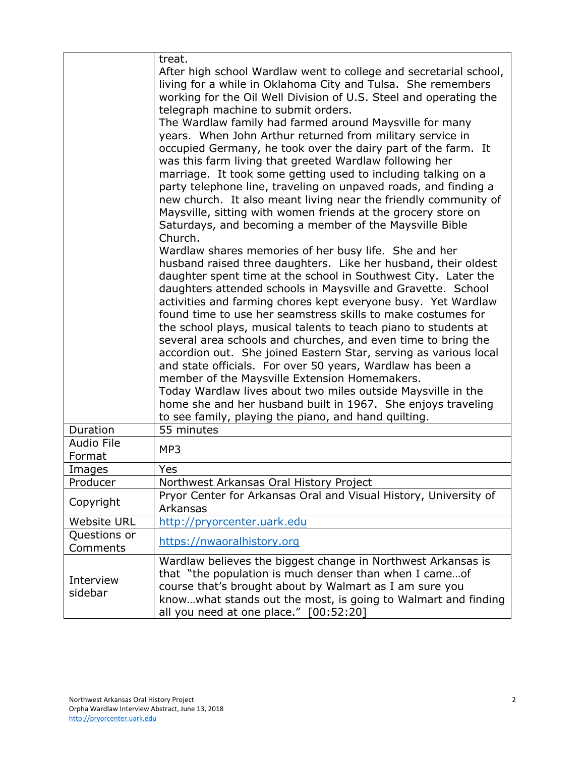| | |
|---|---|
| | treat.<br>After high school Wardlaw went to college and secretarial school, living for a while in Oklahoma City and Tulsa. She remembers working for the Oil Well Division of U.S. Steel and operating the telegraph machine to submit orders.<br>The Wardlaw family had farmed around Maysville for many years. When John Arthur returned from military service in occupied Germany, he took over the dairy part of the farm. It was this farm living that greeted Wardlaw following her marriage. It took some getting used to including talking on a party telephone line, traveling on unpaved roads, and finding a new church. It also meant living near the friendly community of Maysville, sitting with women friends at the grocery store on Saturdays, and becoming a member of the Maysville Bible Church.<br>Wardlaw shares memories of her busy life. She and her husband raised three daughters. Like her husband, their oldest daughter spent time at the school in Southwest City. Later the daughters attended schools in Maysville and Gravette. School activities and farming chores kept everyone busy. Yet Wardlaw found time to use her seamstress skills to make costumes for the school plays, musical talents to teach piano to students at several area schools and churches, and even time to bring the accordion out. She joined Eastern Star, serving as various local and state officials. For over 50 years, Wardlaw has been a member of the Maysville Extension Homemakers.<br>Today Wardlaw lives about two miles outside Maysville in the home she and her husband built in 1967. She enjoys traveling to see family, playing the piano, and hand quilting. |
| Duration | 55 minutes |
| Audio File Format | MP3 |
| Images | Yes |
| Producer | Northwest Arkansas Oral History Project |
| Copyright | Pryor Center for Arkansas Oral and Visual History, University of Arkansas |
| Website URL | http://pryorcenter.uark.edu |
| Questions or Comments | https://nwaoralhistory.org |
| Interview sidebar | Wardlaw believes the biggest change in Northwest Arkansas is that "the population is much denser than when I came…of course that's brought about by Walmart as I am sure you know…what stands out the most, is going to Walmart and finding all you need at one place." [00:52:20] |